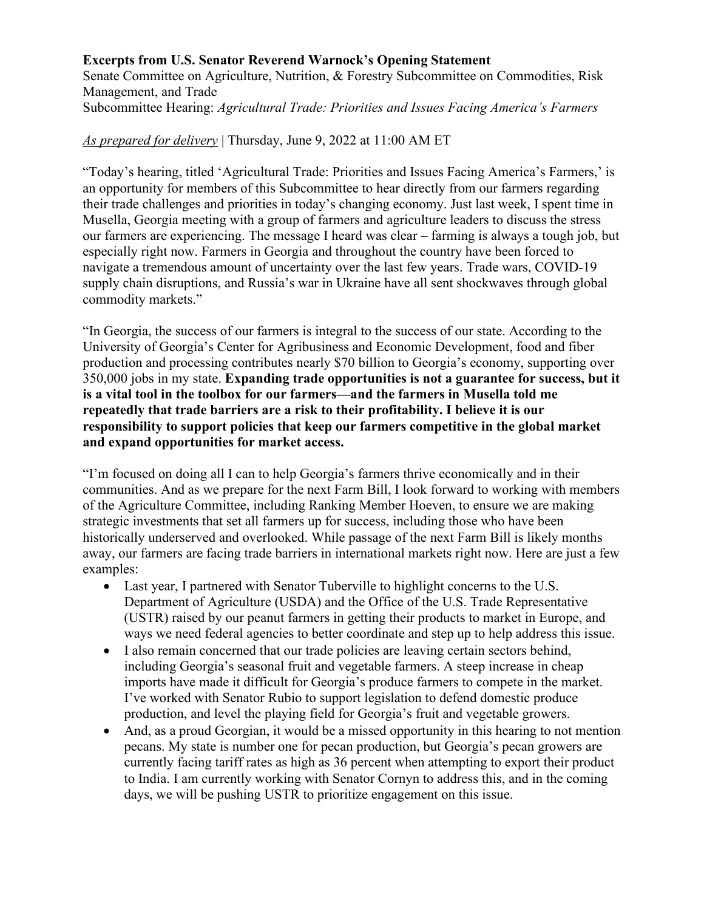**Excerpts from U.S. Senator Reverend Warnock's Opening Statement**
Senate Committee on Agriculture, Nutrition, & Forestry Subcommittee on Commodities, Risk Management, and Trade
Subcommittee Hearing: *Agricultural Trade: Priorities and Issues Facing America's Farmers*

*As prepared for delivery* | Thursday, June 9, 2022 at 11:00 AM ET

"Today's hearing, titled 'Agricultural Trade: Priorities and Issues Facing America's Farmers,' is an opportunity for members of this Subcommittee to hear directly from our farmers regarding their trade challenges and priorities in today's changing economy. Just last week, I spent time in Musella, Georgia meeting with a group of farmers and agriculture leaders to discuss the stress our farmers are experiencing. The message I heard was clear – farming is always a tough job, but especially right now. Farmers in Georgia and throughout the country have been forced to navigate a tremendous amount of uncertainty over the last few years. Trade wars, COVID-19 supply chain disruptions, and Russia's war in Ukraine have all sent shockwaves through global commodity markets."

"In Georgia, the success of our farmers is integral to the success of our state. According to the University of Georgia's Center for Agribusiness and Economic Development, food and fiber production and processing contributes nearly $70 billion to Georgia's economy, supporting over 350,000 jobs in my state. **Expanding trade opportunities is not a guarantee for success, but it is a vital tool in the toolbox for our farmers—and the farmers in Musella told me repeatedly that trade barriers are a risk to their profitability. I believe it is our responsibility to support policies that keep our farmers competitive in the global market and expand opportunities for market access.**

"I'm focused on doing all I can to help Georgia's farmers thrive economically and in their communities. And as we prepare for the next Farm Bill, I look forward to working with members of the Agriculture Committee, including Ranking Member Hoeven, to ensure we are making strategic investments that set all farmers up for success, including those who have been historically underserved and overlooked. While passage of the next Farm Bill is likely months away, our farmers are facing trade barriers in international markets right now. Here are just a few examples:

- Last year, I partnered with Senator Tuberville to highlight concerns to the U.S. Department of Agriculture (USDA) and the Office of the U.S. Trade Representative (USTR) raised by our peanut farmers in getting their products to market in Europe, and ways we need federal agencies to better coordinate and step up to help address this issue.
- I also remain concerned that our trade policies are leaving certain sectors behind, including Georgia's seasonal fruit and vegetable farmers. A steep increase in cheap imports have made it difficult for Georgia's produce farmers to compete in the market. I've worked with Senator Rubio to support legislation to defend domestic produce production, and level the playing field for Georgia's fruit and vegetable growers.
- And, as a proud Georgian, it would be a missed opportunity in this hearing to not mention pecans. My state is number one for pecan production, but Georgia's pecan growers are currently facing tariff rates as high as 36 percent when attempting to export their product to India. I am currently working with Senator Cornyn to address this, and in the coming days, we will be pushing USTR to prioritize engagement on this issue.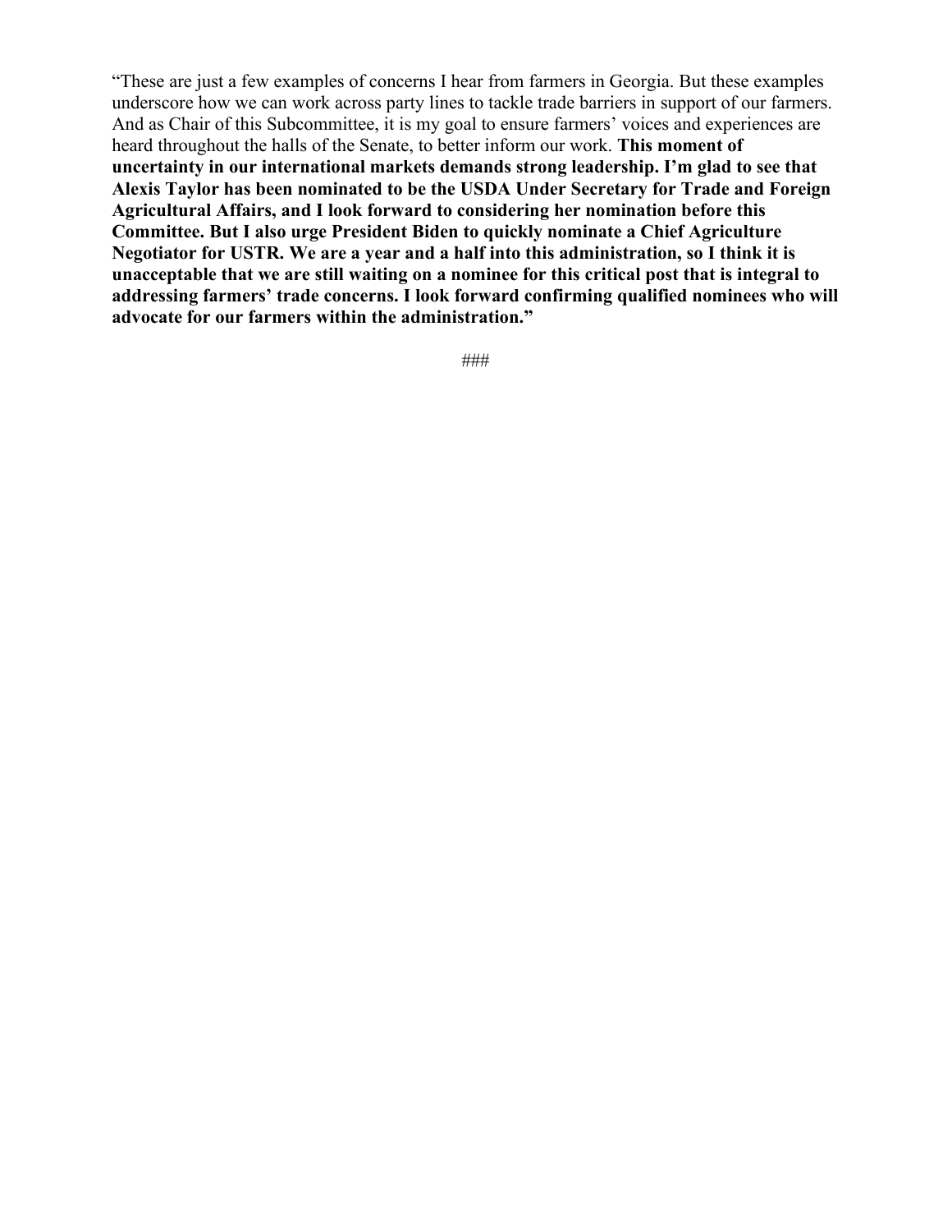"These are just a few examples of concerns I hear from farmers in Georgia. But these examples underscore how we can work across party lines to tackle trade barriers in support of our farmers. And as Chair of this Subcommittee, it is my goal to ensure farmers' voices and experiences are heard throughout the halls of the Senate, to better inform our work. **This moment of uncertainty in our international markets demands strong leadership. I'm glad to see that Alexis Taylor has been nominated to be the USDA Under Secretary for Trade and Foreign Agricultural Affairs, and I look forward to considering her nomination before this Committee. But I also urge President Biden to quickly nominate a Chief Agriculture Negotiator for USTR. We are a year and a half into this administration, so I think it is unacceptable that we are still waiting on a nominee for this critical post that is integral to addressing farmers' trade concerns. I look forward confirming qualified nominees who will advocate for our farmers within the administration."**

###